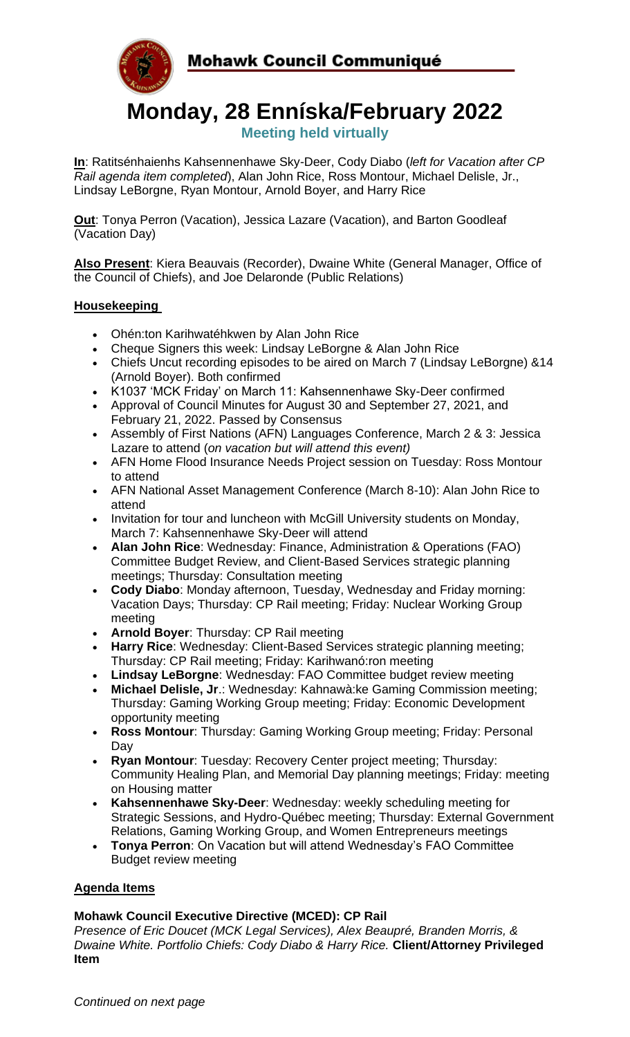# Mohawk Council Communiqué

# Monday, 28 Enníska/February 2022

**Meeting held virtually**

**In**: Ratitsénhaienhs Kahsennenhawe Sky-Deer, Cody Diabo (*left for Vacation after CP Rail agenda item completed*), Alan John Rice, Ross Montour, Michael Delisle, Jr., Lindsay LeBorgne, Ryan Montour, Arnold Boyer, and Harry Rice

**Out**: Tonya Perron (Vacation), Jessica Lazare (Vacation), and Barton Goodleaf (Vacation Day)

**Also Present**: Kiera Beauvais (Recorder), Dwaine White (General Manager, Office of the Council of Chiefs), and Joe Delaronde (Public Relations)

## Housekeeping

- Ohén:ton Karihwatéhkwen by Alan John Rice
- Cheque Signers this week: Lindsay LeBorgne & Alan John Rice
- Chiefs Uncut recording episodes to be aired on March 7 (Lindsay LeBorgne) &14 (Arnold Boyer). Both confirmed
- K1037 'MCK Friday' on March 11: Kahsennenhawe Sky-Deer confirmed
- Approval of Council Minutes for August 30 and September 27, 2021, and February 21, 2022. Passed by Consensus
- Assembly of First Nations (AFN) Languages Conference, March 2 & 3: Jessica Lazare to attend (*on vacation but will attend this event)*
- AFN Home Flood Insurance Needs Project session on Tuesday: Ross Montour to attend
- AFN National Asset Management Conference (March 8-10): Alan John Rice to attend
- Invitation for tour and luncheon with McGill University students on Monday, March 7: Kahsennenhawe Sky-Deer will attend
- **Alan John Rice**: Wednesday: Finance, Administration & Operations (FAO) Committee Budget Review, and Client-Based Services strategic planning meetings; Thursday: Consultation meeting
- **Cody Diabo**: Monday afternoon, Tuesday, Wednesday and Friday morning: Vacation Days; Thursday: CP Rail meeting; Friday: Nuclear Working Group meeting
- **Arnold Boyer**: Thursday: CP Rail meeting
- **Harry Rice**: Wednesday: Client-Based Services strategic planning meeting; Thursday: CP Rail meeting; Friday: Karihwanó:ron meeting
- **Lindsay LeBorgne**: Wednesday: FAO Committee budget review meeting
- **Michael Delisle, Jr**.: Wednesday: Kahnawà:ke Gaming Commission meeting; Thursday: Gaming Working Group meeting; Friday: Economic Development opportunity meeting
- **Ross Montour**: Thursday: Gaming Working Group meeting; Friday: Personal Day
- **Ryan Montour**: Tuesday: Recovery Center project meeting; Thursday: Community Healing Plan, and Memorial Day planning meetings; Friday: meeting on Housing matter
- **Kahsennenhawe Sky-Deer**: Wednesday: weekly scheduling meeting for Strategic Sessions, and Hydro-Québec meeting; Thursday: External Government Relations, Gaming Working Group, and Women Entrepreneurs meetings
- **Tonya Perron**: On Vacation but will attend Wednesday's FAO Committee Budget review meeting

## Agenda Items

### Mohawk Council Executive Directive (MCED): CP Rail

*Presence of Eric Doucet (MCK Legal Services), Alex Beaupré, Branden Morris, & Dwaine White. Portfolio Chiefs: Cody Diabo & Harry Rice.* **Client/Attorney Privileged Item**

*Continued on next page*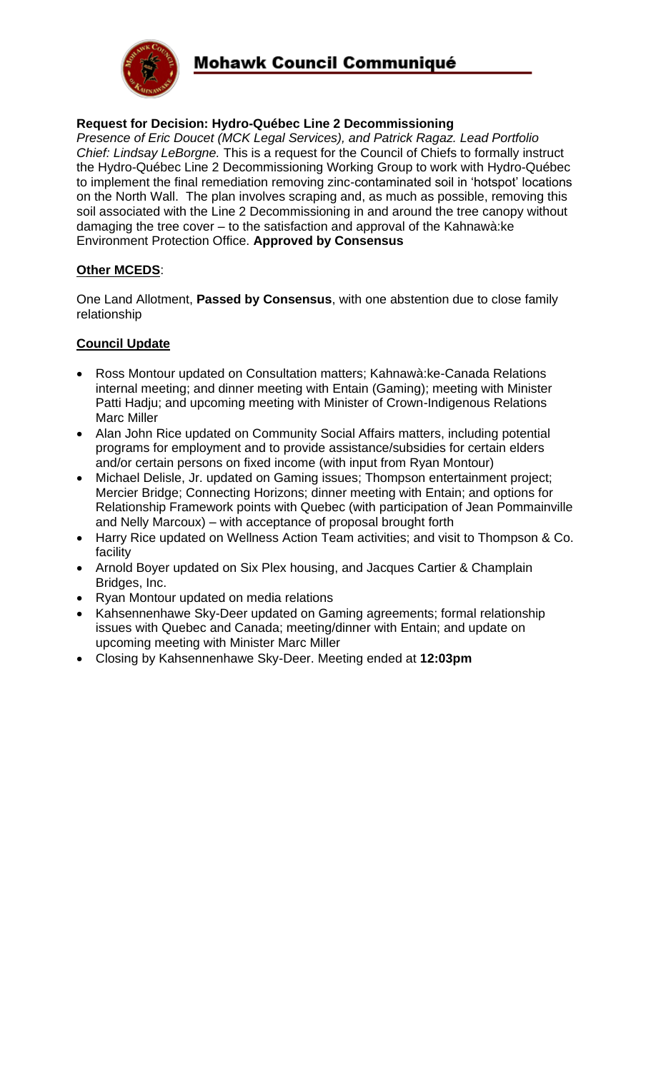**Request for Decision: Hydro-Québec Line 2 Decommissioning**

*Presence of Eric Doucet (MCK Legal Services), and Patrick Ragaz. Lead Portfolio Chief: Lindsay LeBorgne.* This is a request for the Council of Chiefs to formally instruct the Hydro-Québec Line 2 Decommissioning Working Group to work with Hydro-Québec to implement the final remediation removing zinc-contaminated soil in 'hotspot' locations on the North Wall. The plan involves scraping and, as much as possible, removing this soil associated with the Line 2 Decommissioning in and around the tree canopy without damaging the tree cover – to the satisfaction and approval of the Kahnawà:ke Environment Protection Office. **Approved by Consensus**

**Other MCEDS**:

One Land Allotment, **Passed by Consensus**, with one abstention due to close family relationship

**Council Update**

- Ross Montour updated on Consultation matters; Kahnawà:ke-Canada Relations internal meeting; and dinner meeting with Entain (Gaming); meeting with Minister Patti Hadju; and upcoming meeting with Minister of Crown-Indigenous Relations Marc Miller
- Alan John Rice updated on Community Social Affairs matters, including potential programs for employment and to provide assistance/subsidies for certain elders and/or certain persons on fixed income (with input from Ryan Montour)
- Michael Delisle, Jr. updated on Gaming issues; Thompson entertainment project; Mercier Bridge; Connecting Horizons; dinner meeting with Entain; and options for Relationship Framework points with Quebec (with participation of Jean Pommainville and Nelly Marcoux) – with acceptance of proposal brought forth
- Harry Rice updated on Wellness Action Team activities; and visit to Thompson & Co. facility
- Arnold Boyer updated on Six Plex housing, and Jacques Cartier & Champlain Bridges, Inc.
- Ryan Montour updated on media relations
- Kahsennenhawe Sky-Deer updated on Gaming agreements; formal relationship issues with Quebec and Canada; meeting/dinner with Entain; and update on upcoming meeting with Minister Marc Miller
- Closing by Kahsennenhawe Sky-Deer. Meeting ended at **12:03pm**